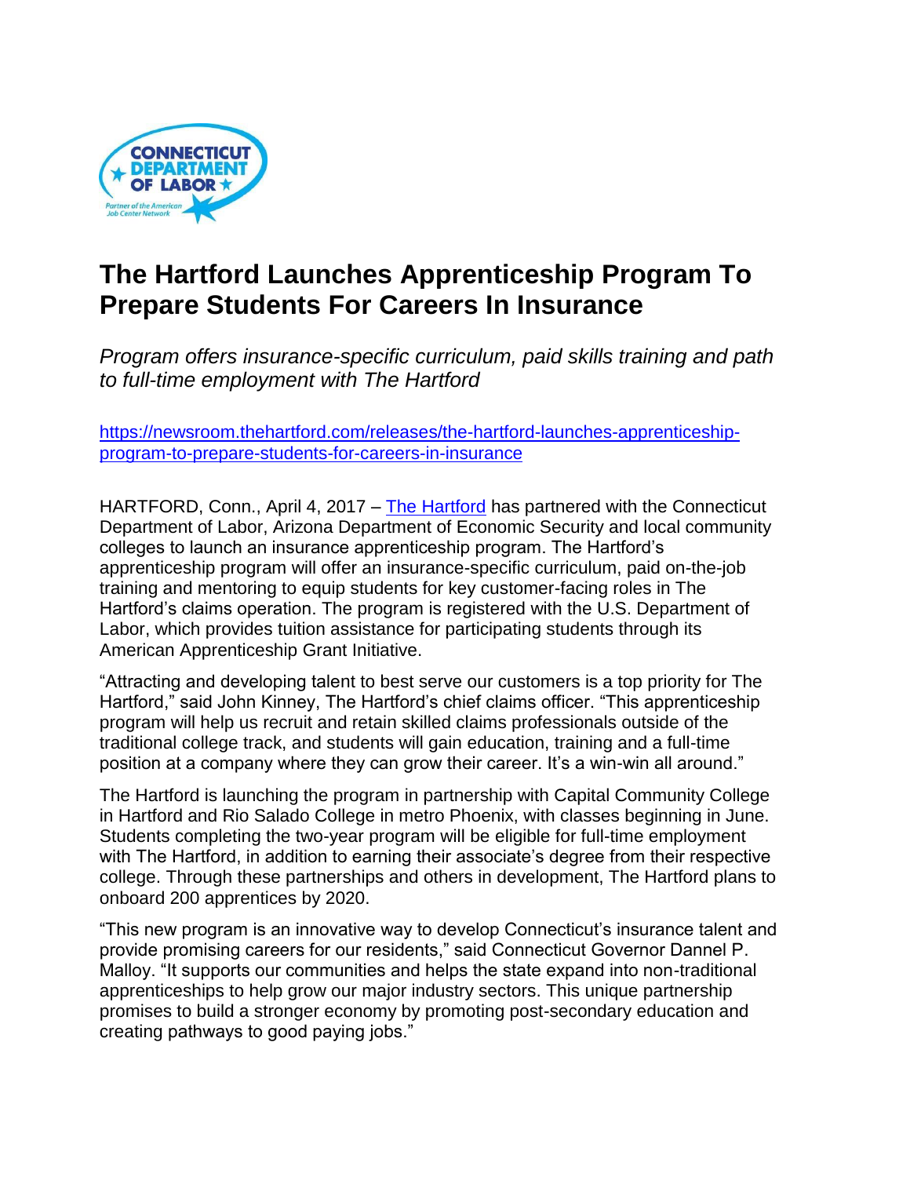CONNECTICUT DEPARTMENT OF LABOR

Partner of the American Job Center Network

# The Hartford Launches Apprenticeship Program To Prepare Students For Careers In Insurance

*Program offers insurance-specific curriculum, paid skills training and path to full-time employment with The Hartford*

https://newsroom.thehartford.com/releases/the-hartford-launches-apprenticeship-program-to-prepare-students-for-careers-in-insurance

HARTFORD, Conn., April 4, 2017 – The Hartford has partnered with the Connecticut Department of Labor, Arizona Department of Economic Security and local community colleges to launch an insurance apprenticeship program. The Hartford's apprenticeship program will offer an insurance-specific curriculum, paid on-the-job training and mentoring to equip students for key customer-facing roles in The Hartford's claims operation. The program is registered with the U.S. Department of Labor, which provides tuition assistance for participating students through its American Apprenticeship Grant Initiative.

"Attracting and developing talent to best serve our customers is a top priority for The Hartford," said John Kinney, The Hartford's chief claims officer. "This apprenticeship program will help us recruit and retain skilled claims professionals outside of the traditional college track, and students will gain education, training and a full-time position at a company where they can grow their career. It's a win-win all around."

The Hartford is launching the program in partnership with Capital Community College in Hartford and Rio Salado College in metro Phoenix, with classes beginning in June. Students completing the two-year program will be eligible for full-time employment with The Hartford, in addition to earning their associate's degree from their respective college. Through these partnerships and others in development, The Hartford plans to onboard 200 apprentices by 2020.

"This new program is an innovative way to develop Connecticut's insurance talent and provide promising careers for our residents," said Connecticut Governor Dannel P. Malloy. "It supports our communities and helps the state expand into non-traditional apprenticeships to help grow our major industry sectors. This unique partnership promises to build a stronger economy by promoting post-secondary education and creating pathways to good paying jobs."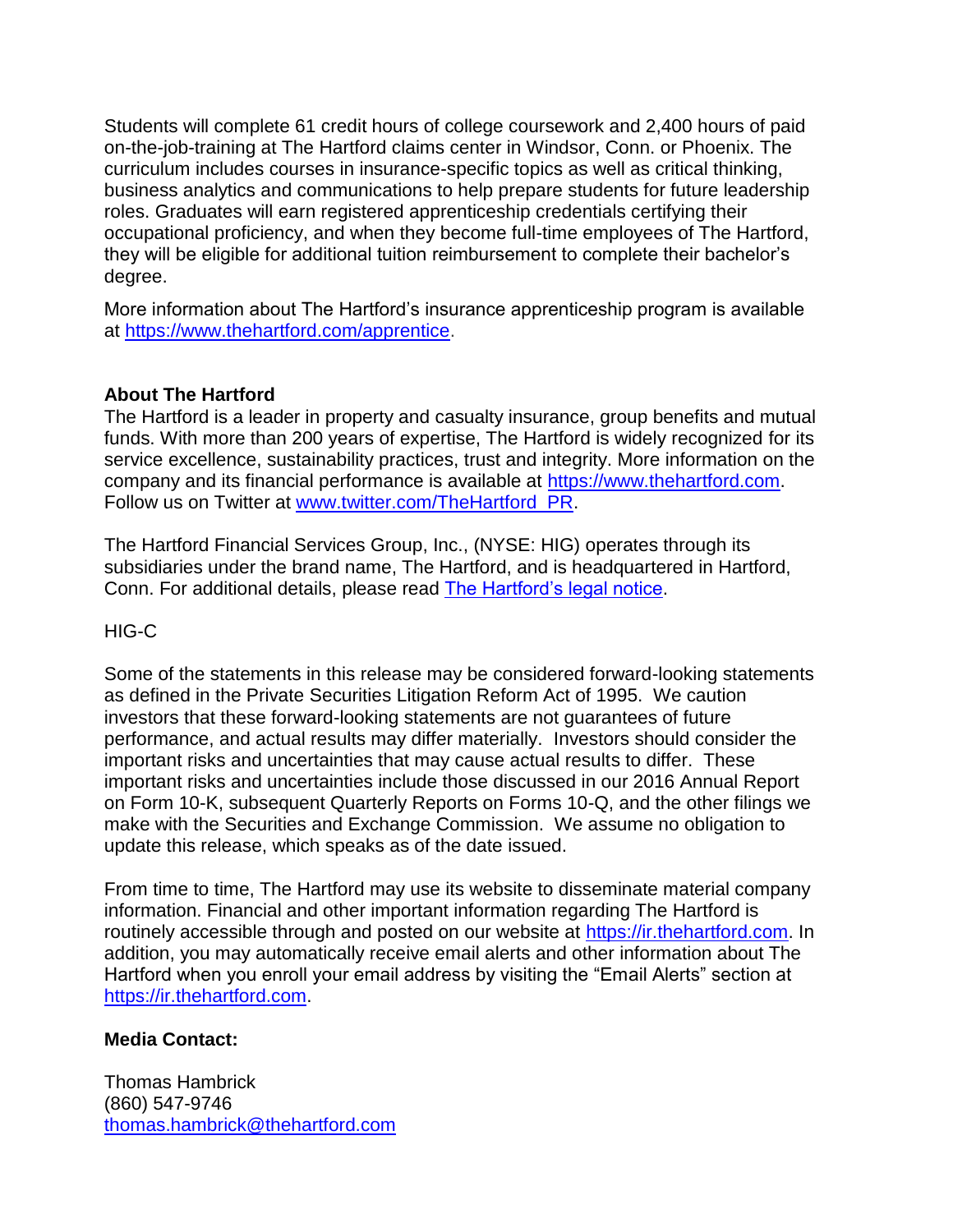Students will complete 61 credit hours of college coursework and 2,400 hours of paid on-the-job-training at The Hartford claims center in Windsor, Conn. or Phoenix. The curriculum includes courses in insurance-specific topics as well as critical thinking, business analytics and communications to help prepare students for future leadership roles. Graduates will earn registered apprenticeship credentials certifying their occupational proficiency, and when they become full-time employees of The Hartford, they will be eligible for additional tuition reimbursement to complete their bachelor's degree.

More information about The Hartford's insurance apprenticeship program is available at [https://www.thehartford.com/apprentice](https://www.thehartford.com/apprentice).

**About The Hartford**

The Hartford is a leader in property and casualty insurance, group benefits and mutual funds. With more than 200 years of expertise, The Hartford is widely recognized for its service excellence, sustainability practices, trust and integrity. More information on the company and its financial performance is available at [https://www.thehartford.com](https://www.thehartford.com). Follow us on Twitter at [www.twitter.com/TheHartford_PR](www.twitter.com/TheHartford_PR).

The Hartford Financial Services Group, Inc., (NYSE: HIG) operates through its subsidiaries under the brand name, The Hartford, and is headquartered in Hartford, Conn. For additional details, please read The Hartford's legal notice.

HIG-C

Some of the statements in this release may be considered forward-looking statements as defined in the Private Securities Litigation Reform Act of 1995. We caution investors that these forward-looking statements are not guarantees of future performance, and actual results may differ materially. Investors should consider the important risks and uncertainties that may cause actual results to differ. These important risks and uncertainties include those discussed in our 2016 Annual Report on Form 10-K, subsequent Quarterly Reports on Forms 10-Q, and the other filings we make with the Securities and Exchange Commission. We assume no obligation to update this release, which speaks as of the date issued.

From time to time, The Hartford may use its website to disseminate material company information. Financial and other important information regarding The Hartford is routinely accessible through and posted on our website at [https://ir.thehartford.com](https://ir.thehartford.com). In addition, you may automatically receive email alerts and other information about The Hartford when you enroll your email address by visiting the "Email Alerts" section at [https://ir.thehartford.com](https://ir.thehartford.com).

**Media Contact:**

Thomas Hambrick
(860) 547-9746
thomas.hambrick@thehartford.com